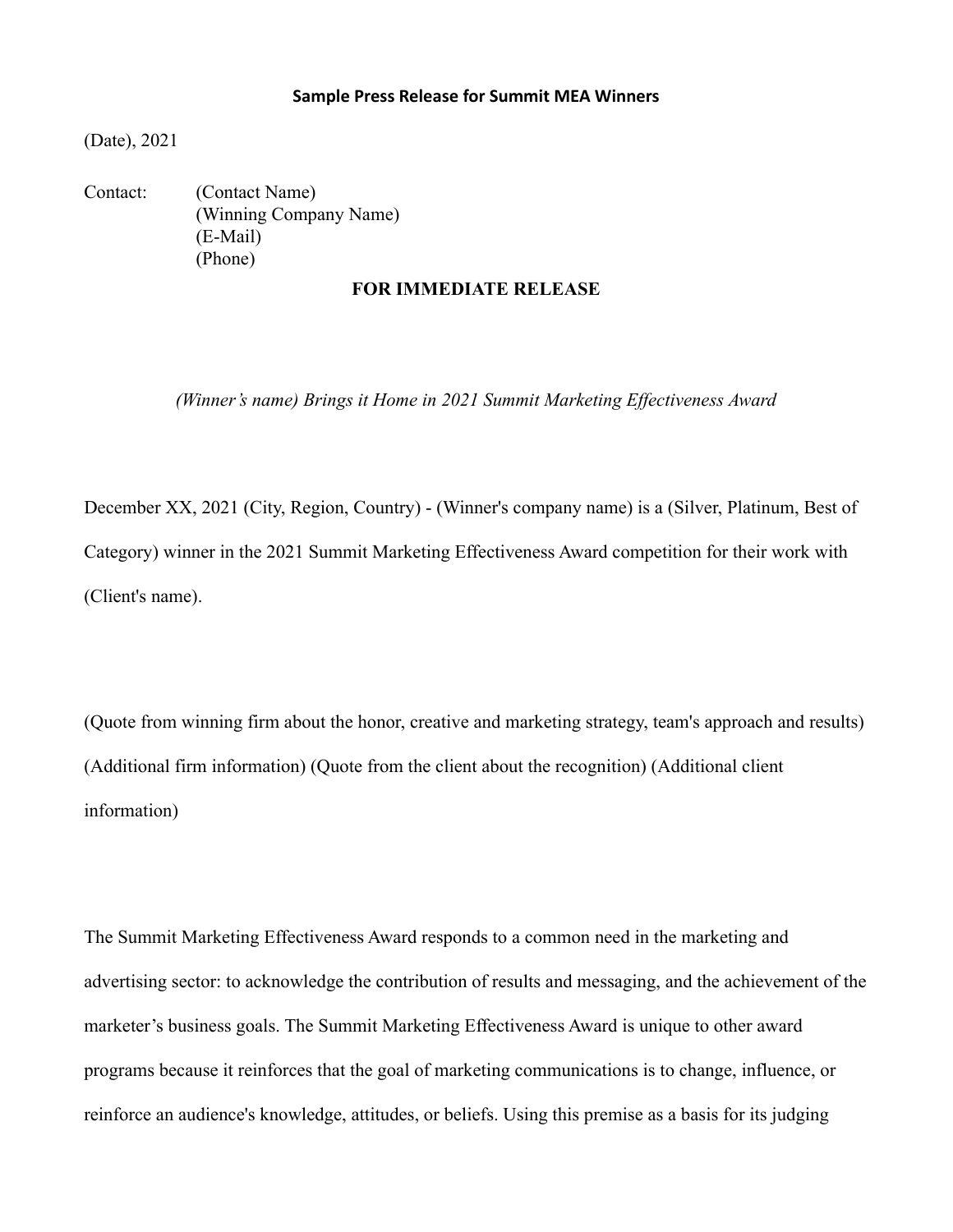# Sample Press Release for Summit MEA Winners

(Date), 2021

Contact: (Contact Name)
(Winning Company Name)
(E-Mail)
(Phone)

**FOR IMMEDIATE RELEASE**

*(Winner's name) Brings it Home in 2021 Summit Marketing Effectiveness Award*

December XX, 2021 (City, Region, Country) - (Winner's company name) is a (Silver, Platinum, Best of Category) winner in the 2021 Summit Marketing Effectiveness Award competition for their work with (Client's name).

(Quote from winning firm about the honor, creative and marketing strategy, team's approach and results) (Additional firm information) (Quote from the client about the recognition) (Additional client information)

The Summit Marketing Effectiveness Award responds to a common need in the marketing and advertising sector: to acknowledge the contribution of results and messaging, and the achievement of the marketer's business goals. The Summit Marketing Effectiveness Award is unique to other award programs because it reinforces that the goal of marketing communications is to change, influence, or reinforce an audience's knowledge, attitudes, or beliefs. Using this premise as a basis for its judging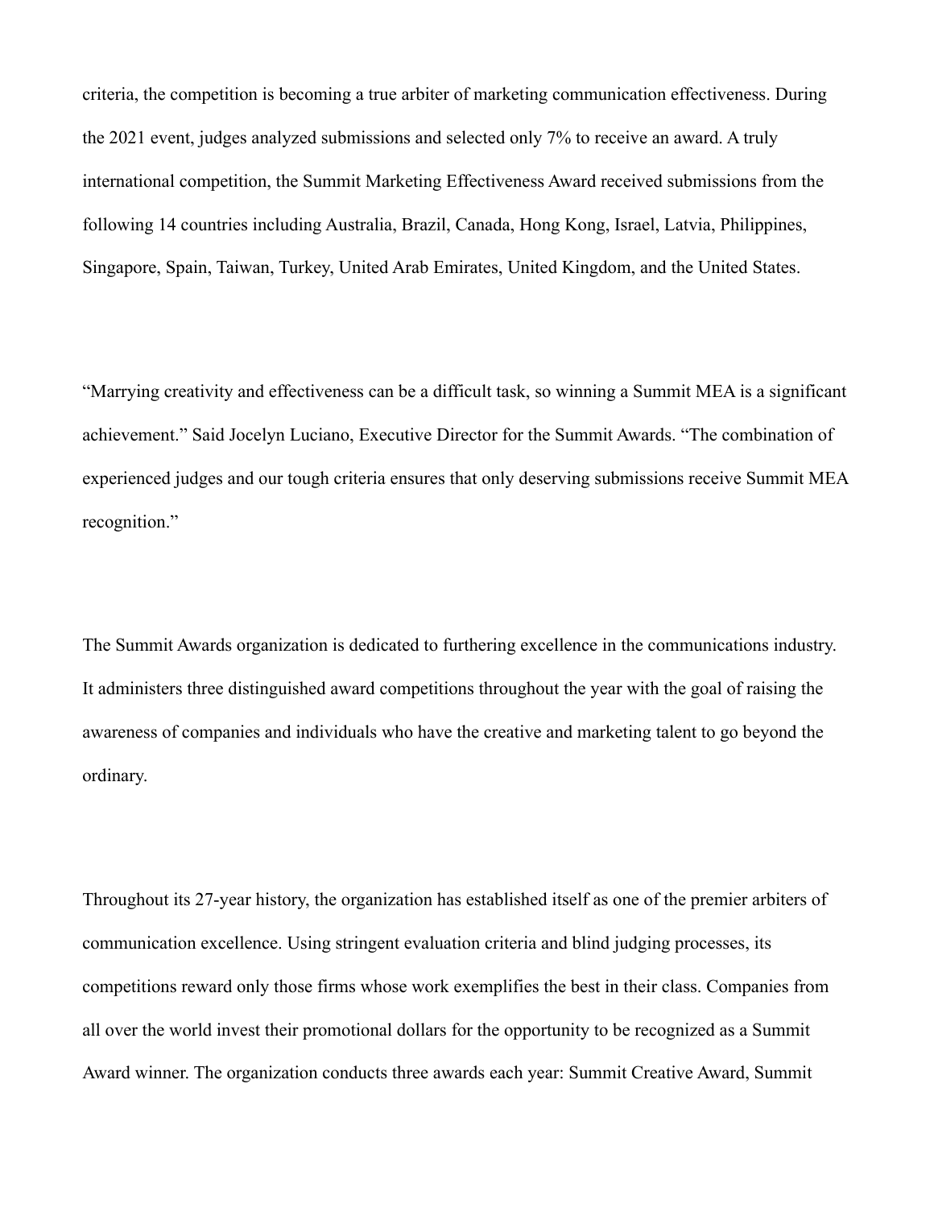criteria, the competition is becoming a true arbiter of marketing communication effectiveness. During the 2021 event, judges analyzed submissions and selected only 7% to receive an award. A truly international competition, the Summit Marketing Effectiveness Award received submissions from the following 14 countries including Australia, Brazil, Canada, Hong Kong, Israel, Latvia, Philippines, Singapore, Spain, Taiwan, Turkey, United Arab Emirates, United Kingdom, and the United States.

"Marrying creativity and effectiveness can be a difficult task, so winning a Summit MEA is a significant achievement." Said Jocelyn Luciano, Executive Director for the Summit Awards. "The combination of experienced judges and our tough criteria ensures that only deserving submissions receive Summit MEA recognition."

The Summit Awards organization is dedicated to furthering excellence in the communications industry. It administers three distinguished award competitions throughout the year with the goal of raising the awareness of companies and individuals who have the creative and marketing talent to go beyond the ordinary.

Throughout its 27-year history, the organization has established itself as one of the premier arbiters of communication excellence. Using stringent evaluation criteria and blind judging processes, its competitions reward only those firms whose work exemplifies the best in their class. Companies from all over the world invest their promotional dollars for the opportunity to be recognized as a Summit Award winner. The organization conducts three awards each year: Summit Creative Award, Summit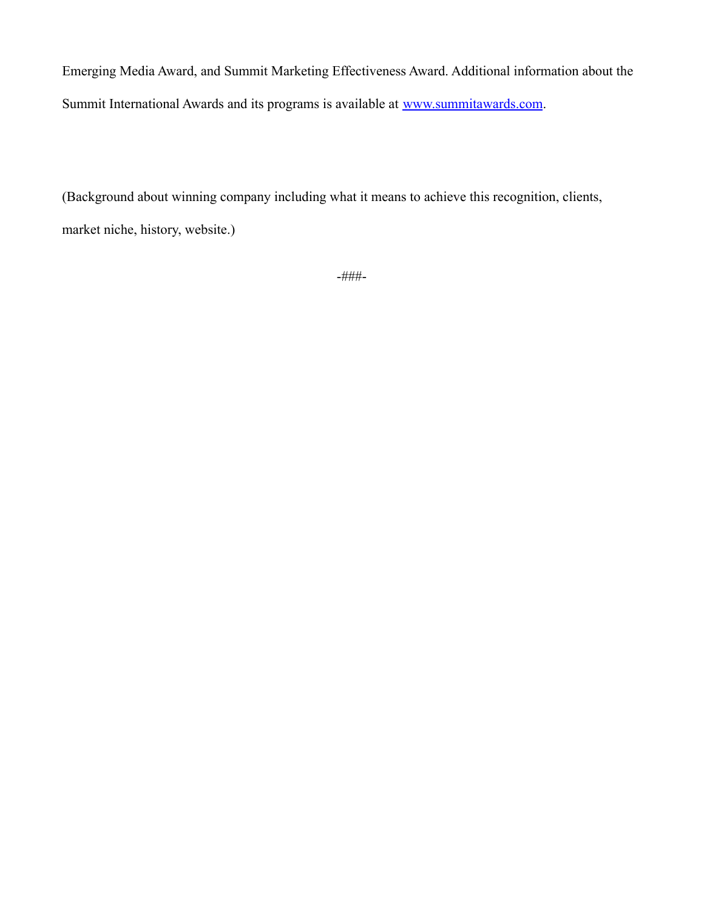Emerging Media Award, and Summit Marketing Effectiveness Award. Additional information about the Summit International Awards and its programs is available at [www.summitawards.com](http://www.summitawards.com).

(Background about winning company including what it means to achieve this recognition, clients, market niche, history, website.)

-###-